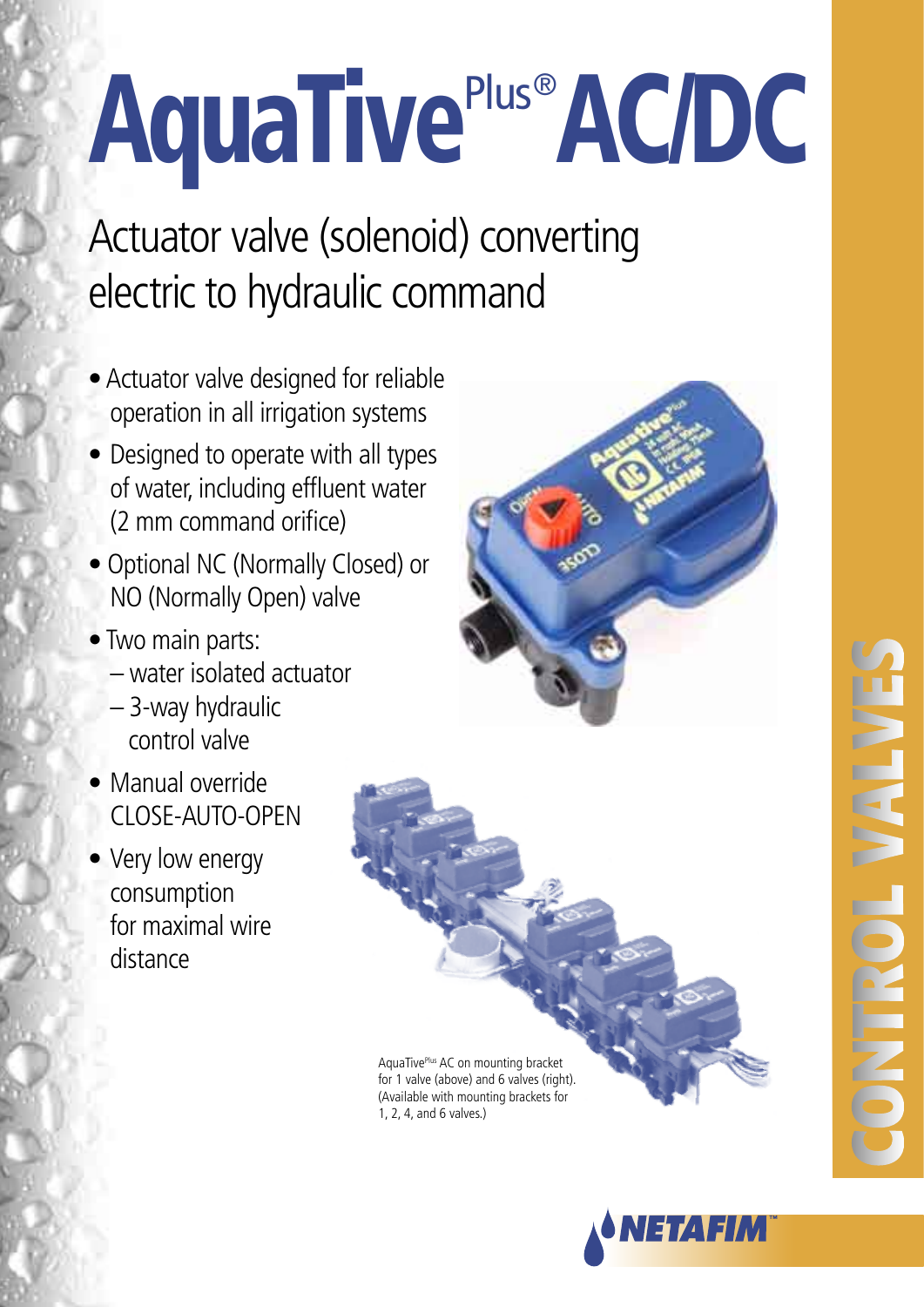# AquaTive$^{Plus®}$ AC/DC

## Actuator valve (solenoid) converting electric to hydraulic command

- Actuator valve designed for reliable operation in all irrigation systems
- Designed to operate with all types of water, including effluent water (2 mm command orifice)
- Optional NC (Normally Closed) or NO (Normally Open) valve
- Two main parts:
  - water isolated actuator
  - 3-way hydraulic control valve
- Manual override CLOSE-AUTO-OPEN
- Very low energy consumption for maximal wire distance

AquaTive$^{Plus}$ AC on mounting bracket for 1 valve (above) and 6 valves (right). (Available with mounting brackets for 1, 2, 4, and 6 valves.)

CONTROL VALVES

NETAFIM™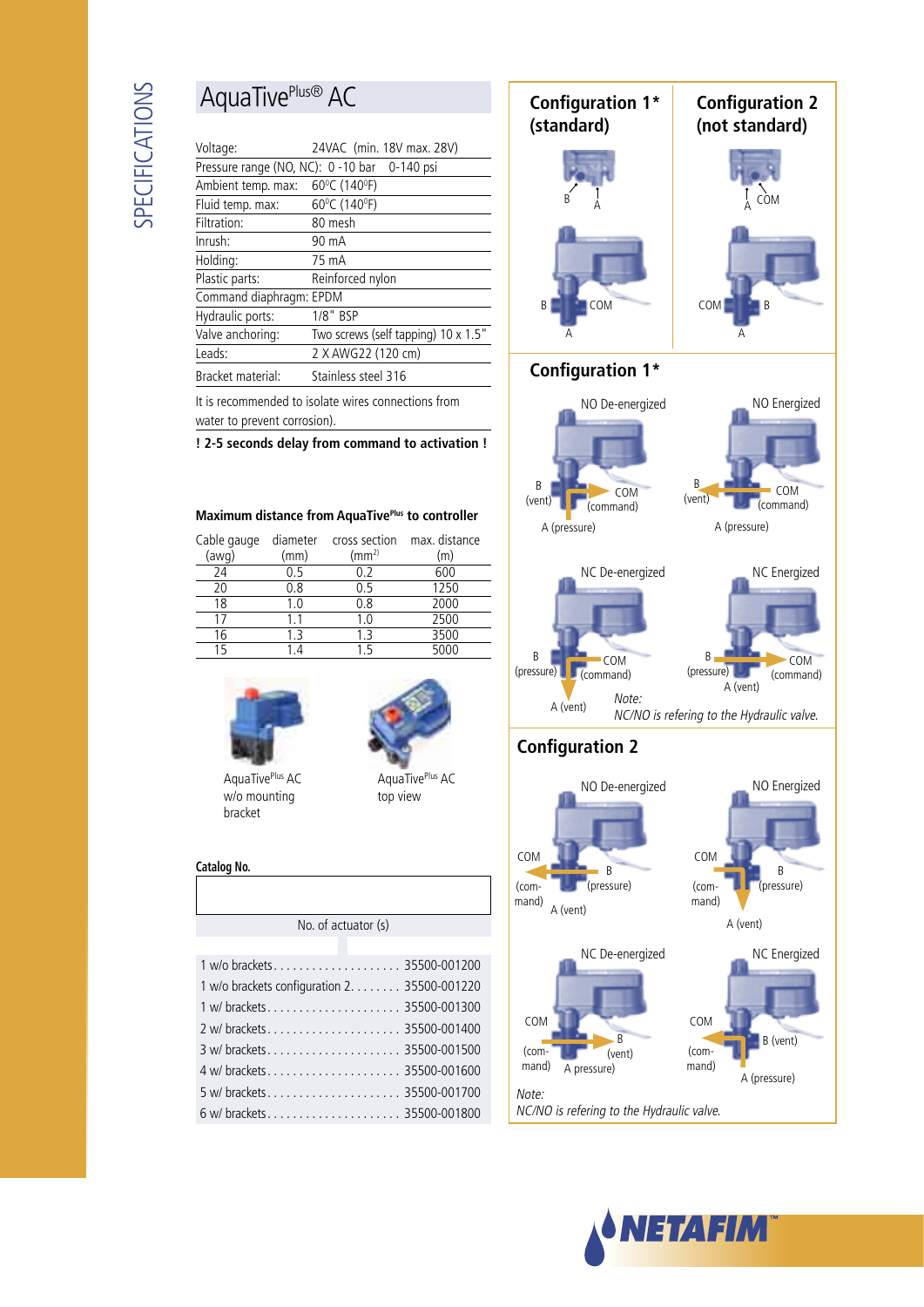SPECIFICATIONS

# AquaTive$^{Plus®}$ AC

| | |
|---|---|
| Voltage: | 24VAC (min. 18V max. 28V) |
| Pressure range (NO, NC): | 0 -10 bar 0-140 psi |
| Ambient temp. max: | 60°C (140°F) |
| Fluid temp. max: | 60°C (140°F) |
| Filtration: | 80 mesh |
| Inrush: | 90 mA |
| Holding: | 75 mA |
| Plastic parts: | Reinforced nylon |
| Command diaphragm: | EPDM |
| Hydraulic ports: | 1/8" BSP |
| Valve anchoring: | Two screws (self tapping) 10 x 1.5" |
| Leads: | 2 X AWG22 (120 cm) |
| Bracket material: | Stainless steel 316 |

It is recommended to isolate wires connections from water to prevent corrosion).

**! 2-5 seconds delay from command to activation !**

**Maximum distance from AquaTive$^{Plus}$ to controller**

| Cable gauge (awg) | diameter (mm) | cross section ($mm^2$) | max. distance (m) |
|---|---|---|---|
| 24 | 0.5 | 0.2 | 600 |
| 20 | 0.8 | 0.5 | 1250 |
| 18 | 1.0 | 0.8 | 2000 |
| 17 | 1.1 | 1.0 | 2500 |
| 16 | 1.3 | 1.3 | 3500 |
| 15 | 1.4 | 1.5 | 5000 |

AquaTive$^{Plus}$ AC w/o mounting bracket

AquaTive$^{Plus}$ AC top view

**Catalog No.**

No. of actuator (s)

| | |
|---|---|
| 1 w/o brackets | 35500-001200 |
| 1 w/o brackets configuration 2 | 35500-001220 |
| 1 w/ brackets | 35500-001300 |
| 2 w/ brackets | 35500-001400 |
| 3 w/ brackets | 35500-001500 |
| 4 w/ brackets | 35500-001600 |
| 5 w/ brackets | 35500-001700 |
| 6 w/ brackets | 35500-001800 |

## Configuration 1* (standard)

B, A, COM

## Configuration 2 (not standard)

A, COM, B

## Configuration 1*

NO De-energized: B (vent), COM (command), A (pressure)

NO Energized: B (vent), COM (command), A (pressure)

NC De-energized: B (pressure), COM (command), A (vent)

NC Energized: B (pressure), COM (command), A (vent)

*Note: NC/NO is refering to the Hydraulic valve.*

## Configuration 2

NO De-energized: COM (command), B (pressure), A (vent)

NO Energized: COM (command), B (pressure), A (vent)

NC De-energized: COM (command), B (vent), A pressure)

NC Energized: COM (command), B (vent), A (pressure)

*Note: NC/NO is refering to the Hydraulic valve.*

NETAFIM™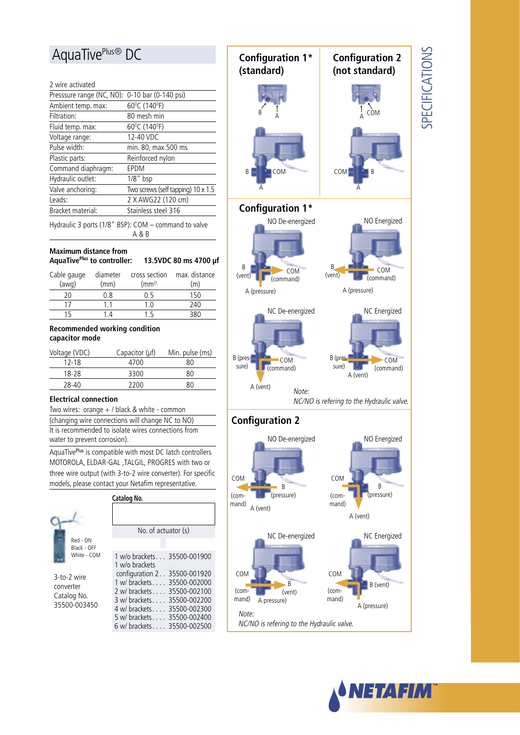# AquaTive[Plus®] DC

2 wire activated

| | |
|---|---|
| Presssure range (NC, NO): | 0-10 bar (0-140 psi) |
| Ambient temp. max: | 60°C (140°F) |
| Filtration: | 80 mesh min |
| Fluid temp. max: | 60°C (140°F) |
| Voltage range: | 12-40 VDC |
| Pulse width: | min. 80, max.500 ms |
| Plastic parts: | Reinforced nylon |
| Command diaphragm: | EPDM |
| Hydraulic outlet: | 1/8" bsp |
| Valve anchoring: | Two screws (self tapping) 10 x 1.5 |
| Leads: | 2 X AWG22 (120 cm) |
| Bracket material: | Stainless steel 316 |

Hydraulic 3 ports (1/8" BSP): COM – command to valve A & B

**Maximum distance from AquaTive[Plus] to controller:** **13.5VDC 80 ms 4700 µf**

| Cable gauge (awg) | diameter (mm) | cross section ($mm^2$) | max. distance (m) |
|---|---|---|---|
| 20 | 0.8 | 0.5 | 150 |
| 17 | 1.1 | 1.0 | 240 |
| 15 | 1.4 | 1.5 | 380 |

**Recommended working condition capacitor mode**

| Voltage (VDC) | Capacitor (µf) | Min. pulse (ms) |
|---|---|---|
| 12-18 | 4700 | 80 |
| 18-28 | 3300 | 80 |
| 28-40 | 2200 | 80 |

**Electrical connection**

Two wires: orange + / black & white - common

(changing wire connections will change NC to NO)

It is recommended to isolate wires connections from water to prevent corrosion).

AquaTive[Plus] is compatible with most DC latch controllers MOTOROLA, ELDAR-GAL ,TALGIL, PROGRES with two or three wire output (with 3-to-2 wire converter). For specific models, please contact your Netafim representative.

Red - ON
Black - OFF
White - COM

3-to-2 wire converter
Catalog No.
35500-003450

**Catalog No.**

| No. of actuator (s) | |
|---|---|
| 1 w/o brackets | 35500-001900 |
| 1 w/o brackets configuration 2 | 35500-001920 |
| 1 w/ brackets | 35500-002000 |
| 2 w/ brackets | 35500-002100 |
| 3 w/ brackets | 35500-002200 |
| 4 w/ brackets | 35500-002300 |
| 5 w/ brackets | 35500-002400 |
| 6 w/ brackets | 35500-002500 |

## Configuration 1* (standard)

B A
B COM
A

## Configuration 2 (not standard)

A COM
COM B
A

## Configuration 1*

NO De-energized: B (vent), COM (command), A (pressure)

NO Energized: B (vent), COM (command), A (pressure)

NC De-energized: B (pressure), COM (command), A (vent)

NC Energized: B (pressure), COM (command), A (vent)

*Note:*
*NC/NO is refering to the Hydraulic valve.*

## Configuration 2

NO De-energized: COM (command), B (pressure), A (vent)

NO Energized: COM (command), B (pressure), A (vent)

NC De-energized: COM (command), B (vent), A pressure)

NC Energized: COM (command), B (vent), A (pressure)

*Note:*
*NC/NO is refering to the Hydraulic valve.*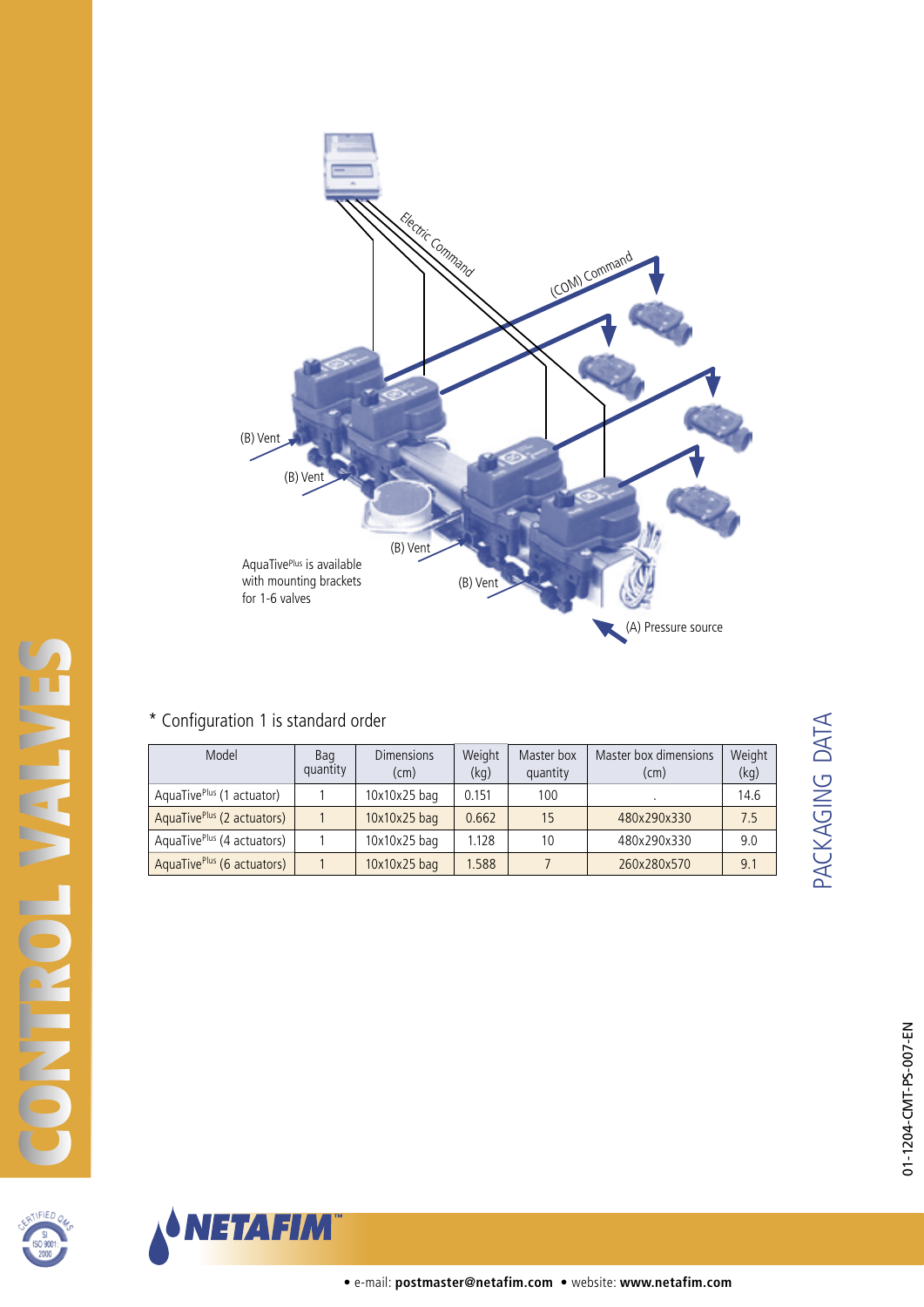Electric Command

(COM) Command

(B) Vent

(B) Vent

(B) Vent

(B) Vent

AquaTive[Plus] is available with mounting brackets for 1-6 valves

(A) Pressure source

* Configuration 1 is standard order

## PACKAGING DATA

| Model | Bag quantity | Dimensions (cm) | Weight (kg) | Master box quantity | Master box dimensions (cm) | Weight (kg) |
|---|---|---|---|---|---|---|
| AquaTive[Plus] (1 actuator) | 1 | 10x10x25 bag | 0.151 | 100 | . | 14.6 |
| AquaTive[Plus] (2 actuators) | 1 | 10x10x25 bag | 0.662 | 15 | 480x290x330 | 7.5 |
| AquaTive[Plus] (4 actuators) | 1 | 10x10x25 bag | 1.128 | 10 | 480x290x330 | 9.0 |
| AquaTive[Plus] (6 actuators) | 1 | 10x10x25 bag | 1.588 | 7 | 260x280x570 | 9.1 |

CONTROL VALVES

01-1204-CMT-PS-007-EN

NETAFIM™

• e-mail: **postmaster@netafim.com** • website: **www.netafim.com**